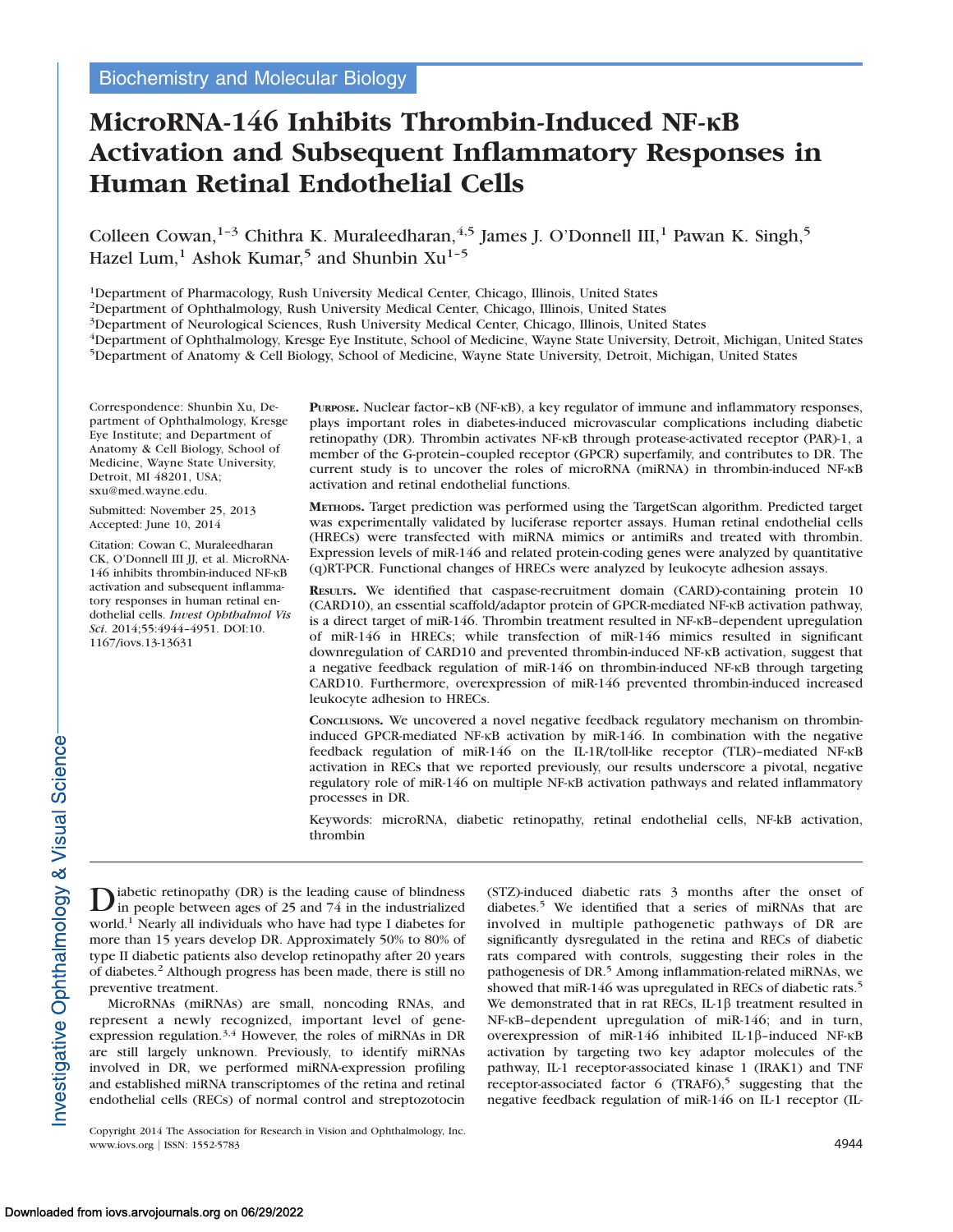Biochemistry and Molecular Biology

# MicroRNA-146 Inhibits Thrombin-Induced NF-κB Activation and Subsequent Inflammatory Responses in Human Retinal Endothelial Cells

Colleen Cowan,[1–3] Chithra K. Muraleedharan,[4,5] James J. O'Donnell III,[1] Pawan K. Singh,[5] Hazel Lum,[1] Ashok Kumar,[5] and Shunbin Xu[1–5]

[1]Department of Pharmacology, Rush University Medical Center, Chicago, Illinois, United States
[2]Department of Ophthalmology, Rush University Medical Center, Chicago, Illinois, United States
[3]Department of Neurological Sciences, Rush University Medical Center, Chicago, Illinois, United States
[4]Department of Ophthalmology, Kresge Eye Institute, School of Medicine, Wayne State University, Detroit, Michigan, United States
[5]Department of Anatomy & Cell Biology, School of Medicine, Wayne State University, Detroit, Michigan, United States

Correspondence: Shunbin Xu, Department of Ophthalmology, Kresge Eye Institute; and Department of Anatomy & Cell Biology, School of Medicine, Wayne State University, Detroit, MI 48201, USA; sxu@med.wayne.edu.

Submitted: November 25, 2013
Accepted: June 10, 2014

Citation: Cowan C, Muraleedharan CK, O'Donnell III JJ, et al. MicroRNA-146 inhibits thrombin-induced NF-κB activation and subsequent inflammatory responses in human retinal endothelial cells. *Invest Ophthalmol Vis Sci*. 2014;55:4944–4951. DOI:10.1167/iovs.13-13631

**Purpose.** Nuclear factor–κB (NF-κB), a key regulator of immune and inflammatory responses, plays important roles in diabetes-induced microvascular complications including diabetic retinopathy (DR). Thrombin activates NF-κB through protease-activated receptor (PAR)-1, a member of the G-protein–coupled receptor (GPCR) superfamily, and contributes to DR. The current study is to uncover the roles of microRNA (miRNA) in thrombin-induced NF-κB activation and retinal endothelial functions.

**Methods.** Target prediction was performed using the TargetScan algorithm. Predicted target was experimentally validated by luciferase reporter assays. Human retinal endothelial cells (HRECs) were transfected with miRNA mimics or antimiRs and treated with thrombin. Expression levels of miR-146 and related protein-coding genes were analyzed by quantitative (q)RT-PCR. Functional changes of HRECs were analyzed by leukocyte adhesion assays.

**Results.** We identified that caspase-recruitment domain (CARD)-containing protein 10 (CARD10), an essential scaffold/adaptor protein of GPCR-mediated NF-κB activation pathway, is a direct target of miR-146. Thrombin treatment resulted in NF-κB–dependent upregulation of miR-146 in HRECs; while transfection of miR-146 mimics resulted in significant downregulation of CARD10 and prevented thrombin-induced NF-κB activation, suggest that a negative feedback regulation of miR-146 on thrombin-induced NF-κB through targeting CARD10. Furthermore, overexpression of miR-146 prevented thrombin-induced increased leukocyte adhesion to HRECs.

**Conclusions.** We uncovered a novel negative feedback regulatory mechanism on thrombin-induced GPCR-mediated NF-κB activation by miR-146. In combination with the negative feedback regulation of miR-146 on the IL-1R/toll-like receptor (TLR)–mediated NF-κB activation in RECs that we reported previously, our results underscore a pivotal, negative regulatory role of miR-146 on multiple NF-κB activation pathways and related inflammatory processes in DR.

Keywords: microRNA, diabetic retinopathy, retinal endothelial cells, NF-kB activation, thrombin

Diabetic retinopathy (DR) is the leading cause of blindness in people between ages of 25 and 74 in the industrialized world.[1] Nearly all individuals who have had type I diabetes for more than 15 years develop DR. Approximately 50% to 80% of type II diabetic patients also develop retinopathy after 20 years of diabetes.[2] Although progress has been made, there is still no preventive treatment.

MicroRNAs (miRNAs) are small, noncoding RNAs, and represent a newly recognized, important level of gene-expression regulation.[3,4] However, the roles of miRNAs in DR are still largely unknown. Previously, to identify miRNAs involved in DR, we performed miRNA-expression profiling and established miRNA transcriptomes of the retina and retinal endothelial cells (RECs) of normal control and streptozotocin (STZ)-induced diabetic rats 3 months after the onset of diabetes.[5] We identified that a series of miRNAs that are involved in multiple pathogenetic pathways of DR are significantly dysregulated in the retina and RECs of diabetic rats compared with controls, suggesting their roles in the pathogenesis of DR.[5] Among inflammation-related miRNAs, we showed that miR-146 was upregulated in RECs of diabetic rats.[5] We demonstrated that in rat RECs, IL-1β treatment resulted in NF-κB–dependent upregulation of miR-146; and in turn, overexpression of miR-146 inhibited IL-1β–induced NF-κB activation by targeting two key adaptor molecules of the pathway, IL-1 receptor-associated kinase 1 (IRAK1) and TNF receptor-associated factor 6 (TRAF6),[5] suggesting that the negative feedback regulation of miR-146 on IL-1 receptor (IL-

Copyright 2014 The Association for Research in Vision and Ophthalmology, Inc.
www.iovs.org | ISSN: 1552-5783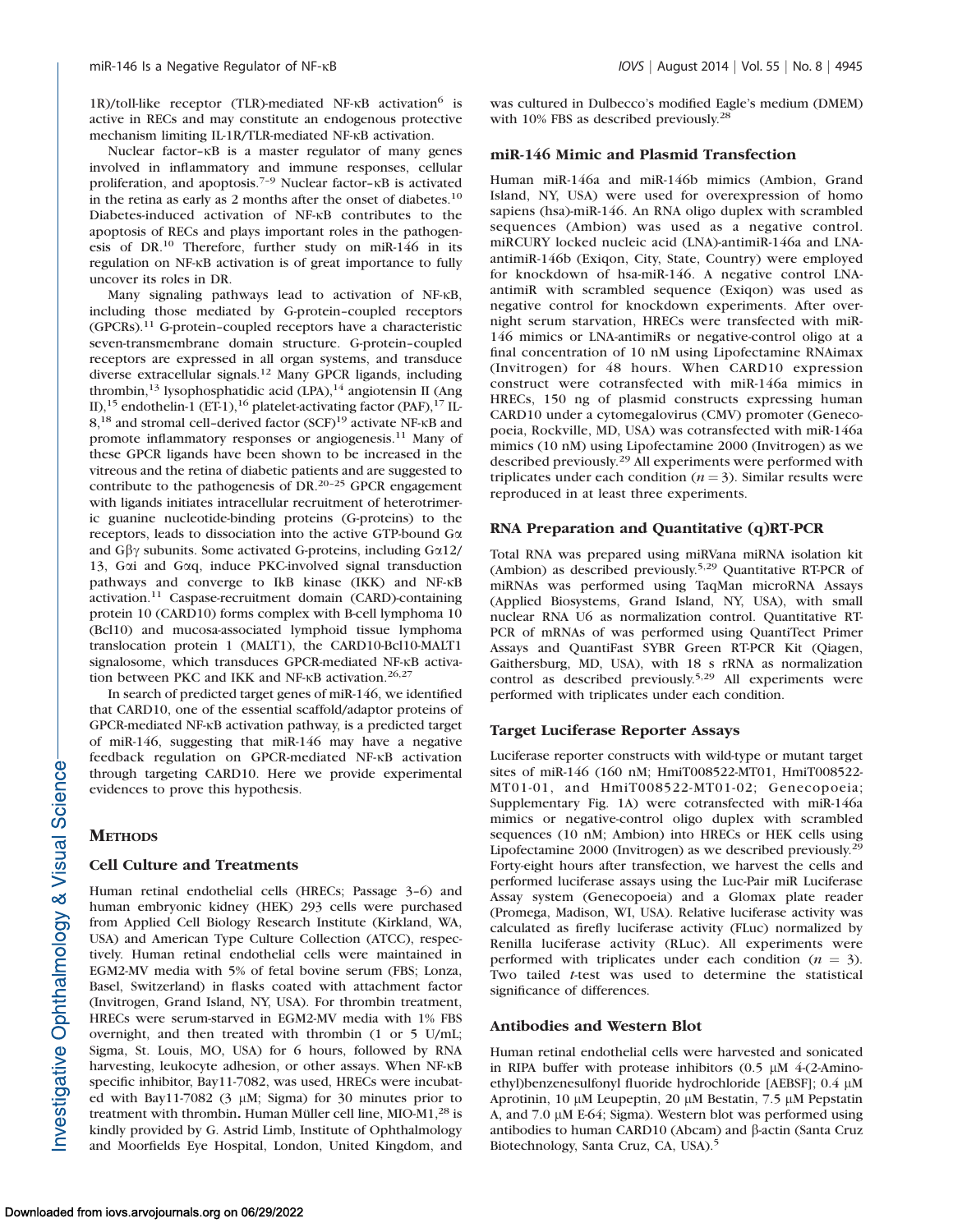1R)/toll-like receptor (TLR)-mediated NF-κB activation[6] is active in RECs and may constitute an endogenous protective mechanism limiting IL-1R/TLR-mediated NF-κB activation.

Nuclear factor–κB is a master regulator of many genes involved in inflammatory and immune responses, cellular proliferation, and apoptosis.[7–9] Nuclear factor–κB is activated in the retina as early as 2 months after the onset of diabetes.[10] Diabetes-induced activation of NF-κB contributes to the apoptosis of RECs and plays important roles in the pathogenesis of DR.[10] Therefore, further study on miR-146 in its regulation on NF-κB activation is of great importance to fully uncover its roles in DR.

Many signaling pathways lead to activation of NF-κB, including those mediated by G-protein–coupled receptors (GPCRs).[11] G-protein–coupled receptors have a characteristic seven-transmembrane domain structure. G-protein–coupled receptors are expressed in all organ systems, and transduce diverse extracellular signals.[12] Many GPCR ligands, including thrombin,[13] lysophosphatidic acid (LPA),[14] angiotensin II (Ang II),[15] endothelin-1 (ET-1),[16] platelet-activating factor (PAF),[17] IL-8,[18] and stromal cell–derived factor (SCF)[19] activate NF-κB and promote inflammatory responses or angiogenesis.[11] Many of these GPCR ligands have been shown to be increased in the vitreous and the retina of diabetic patients and are suggested to contribute to the pathogenesis of DR.[20–25] GPCR engagement with ligands initiates intracellular recruitment of heterotrimeric guanine nucleotide-binding proteins (G-proteins) to the receptors, leads to dissociation into the active GTP-bound Gα and Gβγ subunits. Some activated G-proteins, including Gα12/13, Gαi and Gαq, induce PKC-involved signal transduction pathways and converge to IkB kinase (IKK) and NF-κB activation.[11] Caspase-recruitment domain (CARD)-containing protein 10 (CARD10) forms complex with B-cell lymphoma 10 (Bcl10) and mucosa-associated lymphoid tissue lymphoma translocation protein 1 (MALT1), the CARD10-Bcl10-MALT1 signalosome, which transduces GPCR-mediated NF-κB activation between PKC and IKK and NF-κB activation.[26,27]

In search of predicted target genes of miR-146, we identified that CARD10, one of the essential scaffold/adaptor proteins of GPCR-mediated NF-κB activation pathway, is a predicted target of miR-146, suggesting that miR-146 may have a negative feedback regulation on GPCR-mediated NF-κB activation through targeting CARD10. Here we provide experimental evidences to prove this hypothesis.

## METHODS

### Cell Culture and Treatments

Human retinal endothelial cells (HRECs; Passage 3–6) and human embryonic kidney (HEK) 293 cells were purchased from Applied Cell Biology Research Institute (Kirkland, WA, USA) and American Type Culture Collection (ATCC), respectively. Human retinal endothelial cells were maintained in EGM2-MV media with 5% of fetal bovine serum (FBS; Lonza, Basel, Switzerland) in flasks coated with attachment factor (Invitrogen, Grand Island, NY, USA). For thrombin treatment, HRECs were serum-starved in EGM2-MV media with 1% FBS overnight, and then treated with thrombin (1 or 5 U/mL; Sigma, St. Louis, MO, USA) for 6 hours, followed by RNA harvesting, leukocyte adhesion, or other assays. When NF-κB specific inhibitor, Bay11-7082, was used, HRECs were incubated with Bay11-7082 (3 μM; Sigma) for 30 minutes prior to treatment with thrombin. Human Müller cell line, MIO-M1,[28] is kindly provided by G. Astrid Limb, Institute of Ophthalmology and Moorfields Eye Hospital, London, United Kingdom, and was cultured in Dulbecco's modified Eagle's medium (DMEM) with 10% FBS as described previously.[28]

### miR-146 Mimic and Plasmid Transfection

Human miR-146a and miR-146b mimics (Ambion, Grand Island, NY, USA) were used for overexpression of homo sapiens (hsa)-miR-146. An RNA oligo duplex with scrambled sequences (Ambion) was used as a negative control. miRCURY locked nucleic acid (LNA)-antimiR-146a and LNA-antimiR-146b (Exiqon, City, State, Country) were employed for knockdown of hsa-miR-146. A negative control LNA-antimiR with scrambled sequence (Exiqon) was used as negative control for knockdown experiments. After overnight serum starvation, HRECs were transfected with miR-146 mimics or LNA-antimiRs or negative-control oligo at a final concentration of 10 nM using Lipofectamine RNAimax (Invitrogen) for 48 hours. When CARD10 expression construct were cotransfected with miR-146a mimics in HRECs, 150 ng of plasmid constructs expressing human CARD10 under a cytomegalovirus (CMV) promoter (Genecopoeia, Rockville, MD, USA) was cotransfected with miR-146a mimics (10 nM) using Lipofectamine 2000 (Invitrogen) as we described previously.[29] All experiments were performed with triplicates under each condition ($n = 3$). Similar results were reproduced in at least three experiments.

### RNA Preparation and Quantitative (q)RT-PCR

Total RNA was prepared using miRVana miRNA isolation kit (Ambion) as described previously.[5,29] Quantitative RT-PCR of miRNAs was performed using TaqMan microRNA Assays (Applied Biosystems, Grand Island, NY, USA), with small nuclear RNA U6 as normalization control. Quantitative RT-PCR of mRNAs of was performed using QuantiTect Primer Assays and QuantiFast SYBR Green RT-PCR Kit (Qiagen, Gaithersburg, MD, USA), with 18 s rRNA as normalization control as described previously.[5,29] All experiments were performed with triplicates under each condition.

### Target Luciferase Reporter Assays

Luciferase reporter constructs with wild-type or mutant target sites of miR-146 (160 nM; HmiT008522-MT01, HmiT008522-MT01-01, and HmiT008522-MT01-02; Genecopoeia; Supplementary Fig. 1A) were cotransfected with miR-146a mimics or negative-control oligo duplex with scrambled sequences (10 nM; Ambion) into HRECs or HEK cells using Lipofectamine 2000 (Invitrogen) as we described previously.[29] Forty-eight hours after transfection, we harvest the cells and performed luciferase assays using the Luc-Pair miR Luciferase Assay system (Genecopoeia) and a Glomax plate reader (Promega, Madison, WI, USA). Relative luciferase activity was calculated as firefly luciferase activity (FLuc) normalized by Renilla luciferase activity (RLuc). All experiments were performed with triplicates under each condition ($n = 3$). Two tailed $t$-test was used to determine the statistical significance of differences.

### Antibodies and Western Blot

Human retinal endothelial cells were harvested and sonicated in RIPA buffer with protease inhibitors (0.5 μM 4-(2-Aminoethyl)benzenesulfonyl fluoride hydrochloride [AEBSF]; 0.4 μM Aprotinin, 10 μM Leupeptin, 20 μM Bestatin, 7.5 μM Pepstatin A, and 7.0 μM E-64; Sigma). Western blot was performed using antibodies to human CARD10 (Abcam) and β-actin (Santa Cruz Biotechnology, Santa Cruz, CA, USA).[5]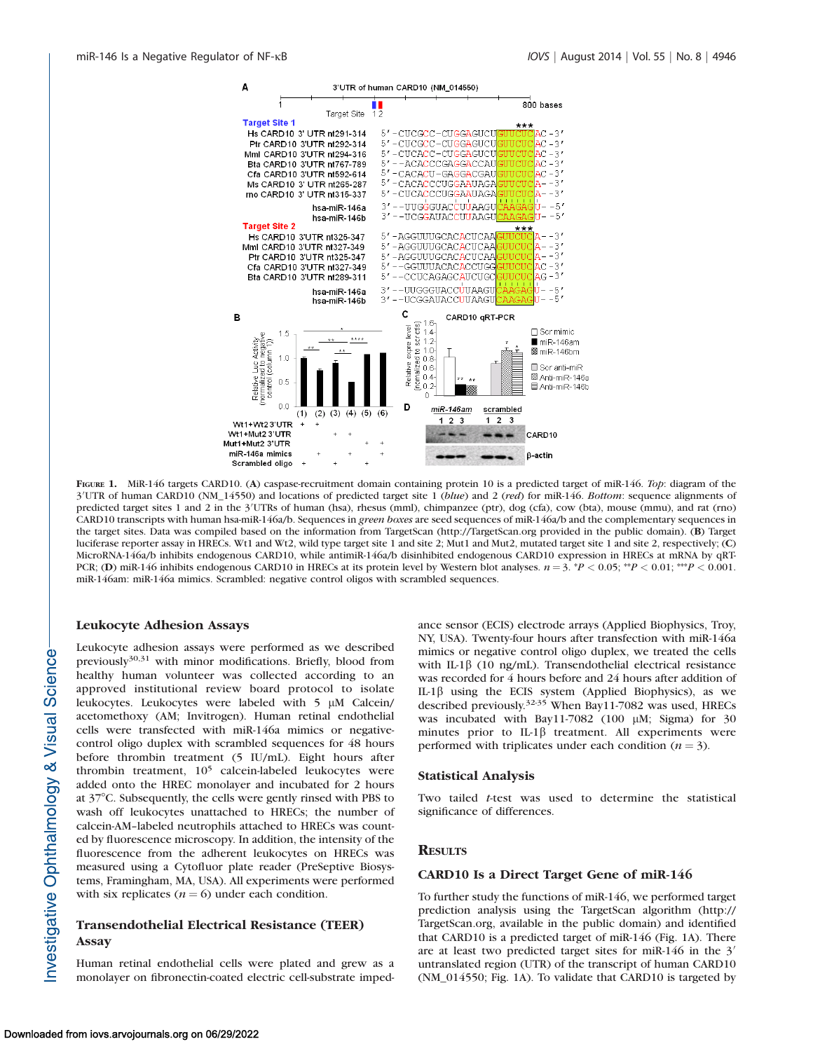**Figure 1.** MiR-146 targets CARD10. (**A**) caspase-recruitment domain containing protein 10 is a predicted target of miR-146. *Top*: diagram of the 3′UTR of human CARD10 (NM_14550) and locations of predicted target site 1 (*blue*) and 2 (*red*) for miR-146. *Bottom*: sequence alignments of predicted target sites 1 and 2 in the 3′UTRs of human (hsa), rhesus (mml), chimpanzee (ptr), dog (cfa), cow (bta), mouse (mmu), and rat (rno) CARD10 transcripts with human hsa-miR-146a/b. Sequences in *green boxes* are seed sequences of miR-146a/b and the complementary sequences in the target sites. Data was compiled based on the information from TargetScan (http://TargetScan.org provided in the public domain). (**B**) Target luciferase reporter assay in HRECs. Wt1 and Wt2, wild type target site 1 and site 2; Mut1 and Mut2, mutated target site 1 and site 2, respectively; (**C**) MicroRNA-146a/b inhibits endogenous CARD10, while antimiR-146a/b disinhibited endogenous CARD10 expression in HRECs at mRNA by qRT-PCR; (**D**) miR-146 inhibits endogenous CARD10 in HRECs at its protein level by Western blot analyses. $n = 3$. \*$P < 0.05$; \*\*$P < 0.01$; \*\*\*$P < 0.001$. miR-146am: miR-146a mimics. Scrambled: negative control oligos with scrambled sequences.

### Leukocyte Adhesion Assays

Leukocyte adhesion assays were performed as we described previously[30,31] with minor modifications. Briefly, blood from healthy human volunteer was collected according to an approved institutional review board protocol to isolate leukocytes. Leukocytes were labeled with 5 μM Calcein/acetomethoxy (AM; Invitrogen). Human retinal endothelial cells were transfected with miR-146a mimics or negative-control oligo duplex with scrambled sequences for 48 hours before thrombin treatment (5 IU/mL). Eight hours after thrombin treatment, $10^5$ calcein-labeled leukocytes were added onto the HREC monolayer and incubated for 2 hours at 37°C. Subsequently, the cells were gently rinsed with PBS to wash off leukocytes unattached to HRECs; the number of calcein-AM–labeled neutrophils attached to HRECs was counted by fluorescence microscopy. In addition, the intensity of the fluorescence from the adherent leukocytes on HRECs was measured using a Cytofluor plate reader (PreSeptive Biosystems, Framingham, MA, USA). All experiments were performed with six replicates ($n = 6$) under each condition.

### Transendothelial Electrical Resistance (TEER) Assay

Human retinal endothelial cells were plated and grew as a monolayer on fibronectin-coated electric cell-substrate impedance sensor (ECIS) electrode arrays (Applied Biophysics, Troy, NY, USA). Twenty-four hours after transfection with miR-146a mimics or negative control oligo duplex, we treated the cells with IL-1β (10 ng/mL). Transendothelial electrical resistance was recorded for 4 hours before and 24 hours after addition of IL-1β using the ECIS system (Applied Biophysics), as we described previously.[32–35] When Bay11-7082 was used, HRECs was incubated with Bay11-7082 (100 μM; Sigma) for 30 minutes prior to IL-1β treatment. All experiments were performed with triplicates under each condition ($n = 3$).

### Statistical Analysis

Two tailed *t*-test was used to determine the statistical significance of differences.

## Results

### CARD10 Is a Direct Target Gene of miR-146

To further study the functions of miR-146, we performed target prediction analysis using the TargetScan algorithm (http://TargetScan.org, available in the public domain) and identified that CARD10 is a predicted target of miR-146 (Fig. 1A). There are at least two predicted target sites for miR-146 in the 3′ untranslated region (UTR) of the transcript of human CARD10 (NM_014550; Fig. 1A). To validate that CARD10 is targeted by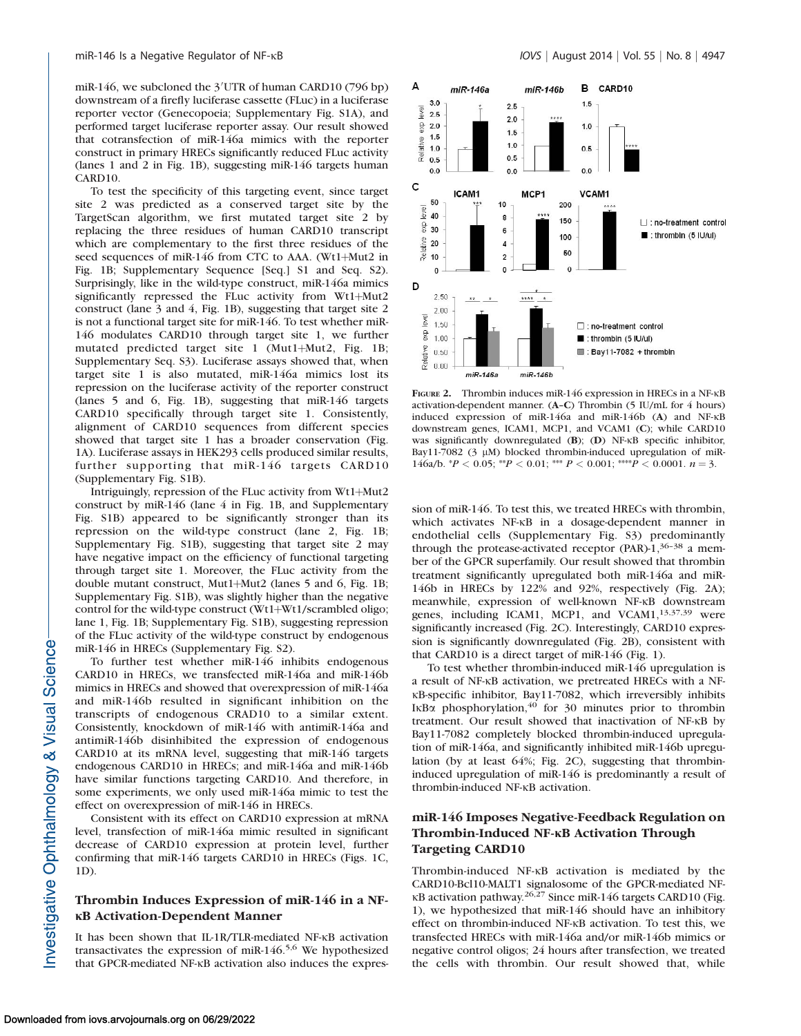miR-146, we subcloned the 3′UTR of human CARD10 (796 bp) downstream of a firefly luciferase cassette (FLuc) in a luciferase reporter vector (Genecopoeia; Supplementary Fig. S1A), and performed target luciferase reporter assay. Our result showed that cotransfection of miR-146a mimics with the reporter construct in primary HRECs significantly reduced FLuc activity (lanes 1 and 2 in Fig. 1B), suggesting miR-146 targets human CARD10.

To test the specificity of this targeting event, since target site 2 was predicted as a conserved target site by the TargetScan algorithm, we first mutated target site 2 by replacing the three residues of human CARD10 transcript which are complementary to the first three residues of the seed sequences of miR-146 from CTC to AAA. (Wt1+Mut2 in Fig. 1B; Supplementary Sequence [Seq.] S1 and Seq. S2). Surprisingly, like in the wild-type construct, miR-146a mimics significantly repressed the FLuc activity from Wt1+Mut2 construct (lane 3 and 4, Fig. 1B), suggesting that target site 2 is not a functional target site for miR-146. To test whether miR-146 modulates CARD10 through target site 1, we further mutated predicted target site 1 (Mut1+Mut2, Fig. 1B; Supplementary Seq. S3). Luciferase assays showed that, when target site 1 is also mutated, miR-146a mimics lost its repression on the luciferase activity of the reporter construct (lanes 5 and 6, Fig. 1B), suggesting that miR-146 targets CARD10 specifically through target site 1. Consistently, alignment of CARD10 sequences from different species showed that target site 1 has a broader conservation (Fig. 1A). Luciferase assays in HEK293 cells produced similar results, further supporting that miR-146 targets CARD10 (Supplementary Fig. S1B).

Intriguingly, repression of the FLuc activity from Wt1+Mut2 construct by miR-146 (lane 4 in Fig. 1B, and Supplementary Fig. S1B) appeared to be significantly stronger than its repression on the wild-type construct (lane 2, Fig. 1B; Supplementary Fig. S1B), suggesting that target site 2 may have negative impact on the efficiency of functional targeting through target site 1. Moreover, the FLuc activity from the double mutant construct, Mut1+Mut2 (lanes 5 and 6, Fig. 1B; Supplementary Fig. S1B), was slightly higher than the negative control for the wild-type construct (Wt1+Wt1/scrambled oligo; lane 1, Fig. 1B; Supplementary Fig. S1B), suggesting repression of the FLuc activity of the wild-type construct by endogenous miR-146 in HRECs (Supplementary Fig. S2).

To further test whether miR-146 inhibits endogenous CARD10 in HRECs, we transfected miR-146a and miR-146b mimics in HRECs and showed that overexpression of miR-146a and miR-146b resulted in significant inhibition on the transcripts of endogenous CRAD10 to a similar extent. Consistently, knockdown of miR-146 with antimiR-146a and antimiR-146b disinhibited the expression of endogenous CARD10 at its mRNA level, suggesting that miR-146 targets endogenous CARD10 in HRECs; and miR-146a and miR-146b have similar functions targeting CARD10. And therefore, in some experiments, we only used miR-146a mimic to test the effect on overexpression of miR-146 in HRECs.

Consistent with its effect on CARD10 expression at mRNA level, transfection of miR-146a mimic resulted in significant decrease of CARD10 expression at protein level, further confirming that miR-146 targets CARD10 in HRECs (Figs. 1C, 1D).

## Thrombin Induces Expression of miR-146 in a NF-κB Activation-Dependent Manner

It has been shown that IL-1R/TLR-mediated NF-κB activation transactivates the expression of miR-146.[5,6] We hypothesized that GPCR-mediated NF-κB activation also induces the expression of miR-146. To test this, we treated HRECs with thrombin, which activates NF-κB in a dosage-dependent manner in endothelial cells (Supplementary Fig. S3) predominantly through the protease-activated receptor (PAR)-1,[36–38] a member of the GPCR superfamily. Our result showed that thrombin treatment significantly upregulated both miR-146a and miR-146b in HRECs by 122% and 92%, respectively (Fig. 2A); meanwhile, expression of well-known NF-κB downstream genes, including ICAM1, MCP1, and VCAM1,[13,37,39] were significantly increased (Fig. 2C). Interestingly, CARD10 expression is significantly downregulated (Fig. 2B), consistent with that CARD10 is a direct target of miR-146 (Fig. 1).

To test whether thrombin-induced miR-146 upregulation is a result of NF-κB activation, we pretreated HRECs with a NF-κB-specific inhibitor, Bay11-7082, which irreversibly inhibits IκBα phosphorylation,[40] for 30 minutes prior to thrombin treatment. Our result showed that inactivation of NF-κB by Bay11-7082 completely blocked thrombin-induced upregulation of miR-146a, and significantly inhibited miR-146b upregulation (by at least 64%; Fig. 2C), suggesting that thrombin-induced upregulation of miR-146 is predominantly a result of thrombin-induced NF-κB activation.

**Figure 2.** Thrombin induces miR-146 expression in HRECs in a NF-κB activation-dependent manner. (**A–C**) Thrombin (5 IU/mL for 4 hours) induced expression of miR-146a and miR-146b (**A**) and NF-κB downstream genes, ICAM1, MCP1, and VCAM1 (**C**); while CARD10 was significantly downregulated (**B**); (**D**) NF-κB specific inhibitor, Bay11-7082 (3 μM) blocked thrombin-induced upregulation of miR-146a/b. $^{*}P < 0.05$; $^{**}P < 0.01$; $^{***}P < 0.001$; $^{****}P < 0.0001$. $n = 3$.

## miR-146 Imposes Negative-Feedback Regulation on Thrombin-Induced NF-κB Activation Through Targeting CARD10

Thrombin-induced NF-κB activation is mediated by the CARD10-Bcl10-MALT1 signalosome of the GPCR-mediated NF-κB activation pathway.[26,27] Since miR-146 targets CARD10 (Fig. 1), we hypothesized that miR-146 should have an inhibitory effect on thrombin-induced NF-κB activation. To test this, we transfected HRECs with miR-146a and/or miR-146b mimics or negative control oligos; 24 hours after transfection, we treated the cells with thrombin. Our result showed that, while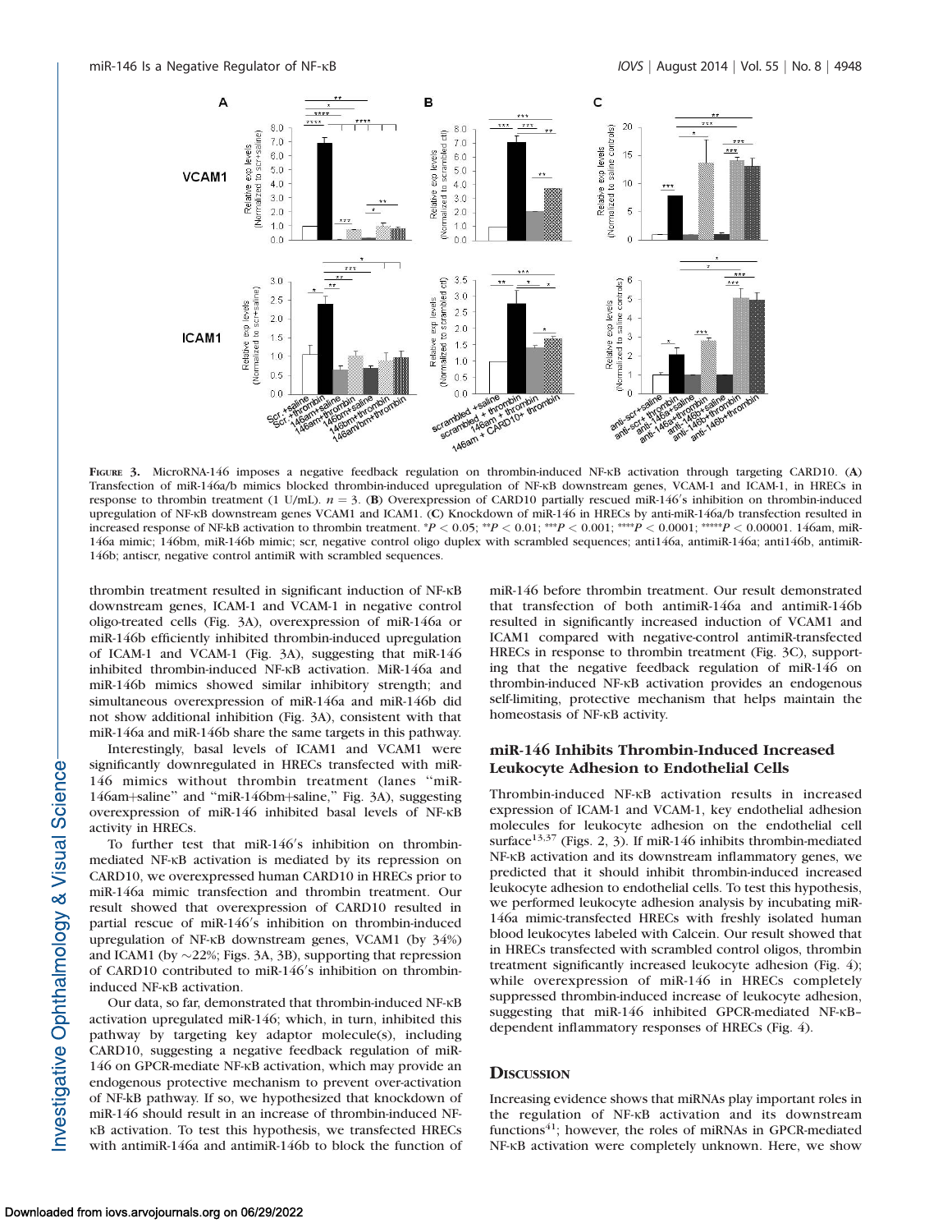FIGURE 3. MicroRNA-146 imposes a negative feedback regulation on thrombin-induced NF-κB activation through targeting CARD10. (**A**) Transfection of miR-146a/b mimics blocked thrombin-induced upregulation of NF-κB downstream genes, VCAM-1 and ICAM-1, in HRECs in response to thrombin treatment (1 U/mL). $n = 3$. (**B**) Overexpression of CARD10 partially rescued miR-146's inhibition on thrombin-induced upregulation of NF-κB downstream genes VCAM1 and ICAM1. (**C**) Knockdown of miR-146 in HRECs by anti-miR-146a/b transfection resulted in increased response of NF-kB activation to thrombin treatment. \*$P < 0.05$; \*\*$P < 0.01$; \*\*\*$P < 0.001$; \*\*\*\*$P < 0.0001$; \*\*\*\*\*$P < 0.00001$. 146am, miR-146a mimic; 146bm, miR-146b mimic; scr, negative control oligo duplex with scrambled sequences; anti146a, antimiR-146a; anti146b, antimiR-146b; antiscr, negative control antimiR with scrambled sequences.

thrombin treatment resulted in significant induction of NF-κB downstream genes, ICAM-1 and VCAM-1 in negative control oligo-treated cells (Fig. 3A), overexpression of miR-146a or miR-146b efficiently inhibited thrombin-induced upregulation of ICAM-1 and VCAM-1 (Fig. 3A), suggesting that miR-146 inhibited thrombin-induced NF-κB activation. MiR-146a and miR-146b mimics showed similar inhibitory strength; and simultaneous overexpression of miR-146a and miR-146b did not show additional inhibition (Fig. 3A), consistent with that miR-146a and miR-146b share the same targets in this pathway.

Interestingly, basal levels of ICAM1 and VCAM1 were significantly downregulated in HRECs transfected with miR-146 mimics without thrombin treatment (lanes "miR-146am+saline" and "miR-146bm+saline," Fig. 3A), suggesting overexpression of miR-146 inhibited basal levels of NF-κB activity in HRECs.

To further test that miR-146's inhibition on thrombin-mediated NF-κB activation is mediated by its repression on CARD10, we overexpressed human CARD10 in HRECs prior to miR-146a mimic transfection and thrombin treatment. Our result showed that overexpression of CARD10 resulted in partial rescue of miR-146's inhibition on thrombin-induced upregulation of NF-κB downstream genes, VCAM1 (by 34%) and ICAM1 (by ~22%; Figs. 3A, 3B), supporting that repression of CARD10 contributed to miR-146's inhibition on thrombin-induced NF-κB activation.

Our data, so far, demonstrated that thrombin-induced NF-κB activation upregulated miR-146; which, in turn, inhibited this pathway by targeting key adaptor molecule(s), including CARD10, suggesting a negative feedback regulation of miR-146 on GPCR-mediate NF-κB activation, which may provide an endogenous protective mechanism to prevent over-activation of NF-kB pathway. If so, we hypothesized that knockdown of miR-146 should result in an increase of thrombin-induced NF-κB activation. To test this hypothesis, we transfected HRECs with antimiR-146a and antimiR-146b to block the function of miR-146 before thrombin treatment. Our result demonstrated that transfection of both antimiR-146a and antimiR-146b resulted in significantly increased induction of VCAM1 and ICAM1 compared with negative-control antimiR-transfected HRECs in response to thrombin treatment (Fig. 3C), supporting that the negative feedback regulation of miR-146 on thrombin-induced NF-κB activation provides an endogenous self-limiting, protective mechanism that helps maintain the homeostasis of NF-κB activity.

### miR-146 Inhibits Thrombin-Induced Increased Leukocyte Adhesion to Endothelial Cells

Thrombin-induced NF-κB activation results in increased expression of ICAM-1 and VCAM-1, key endothelial adhesion molecules for leukocyte adhesion on the endothelial cell surface[13,37] (Figs. 2, 3). If miR-146 inhibits thrombin-mediated NF-κB activation and its downstream inflammatory genes, we predicted that it should inhibit thrombin-induced increased leukocyte adhesion to endothelial cells. To test this hypothesis, we performed leukocyte adhesion analysis by incubating miR-146a mimic-transfected HRECs with freshly isolated human blood leukocytes labeled with Calcein. Our result showed that in HRECs transfected with scrambled control oligos, thrombin treatment significantly increased leukocyte adhesion (Fig. 4); while overexpression of miR-146 in HRECs completely suppressed thrombin-induced increase of leukocyte adhesion, suggesting that miR-146 inhibited GPCR-mediated NF-κB–dependent inflammatory responses of HRECs (Fig. 4).

## DISCUSSION

Increasing evidence shows that miRNAs play important roles in the regulation of NF-κB activation and its downstream functions[41]; however, the roles of miRNAs in GPCR-mediated NF-κB activation were completely unknown. Here, we show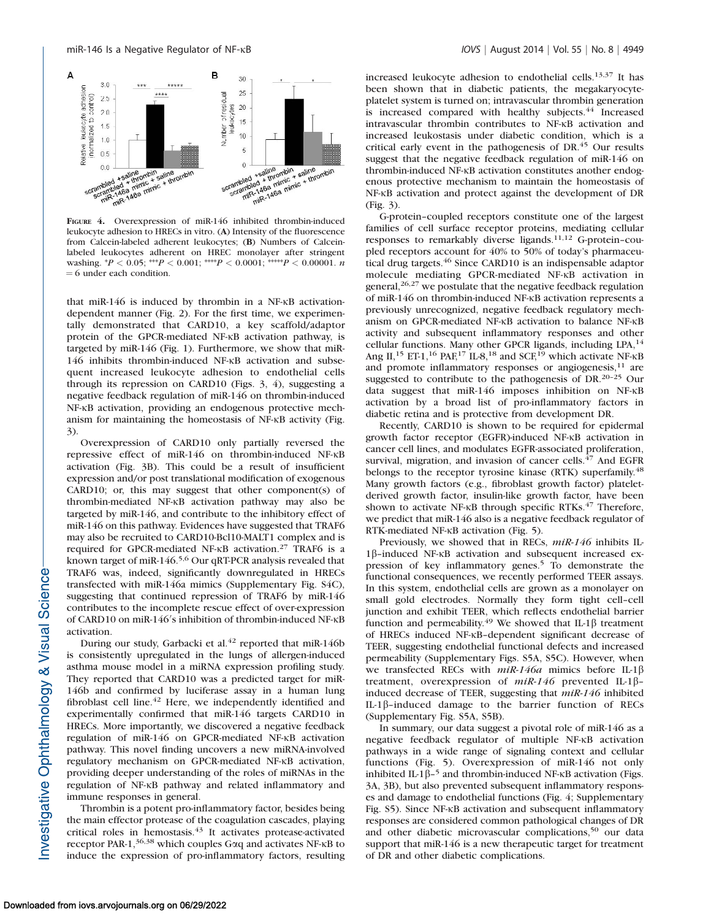FIGURE 4. Overexpression of miR-146 inhibited thrombin-induced leukocyte adhesion to HRECs in vitro. (A) Intensity of the fluorescence from Calcein-labeled adherent leukocytes; (B) Numbers of Calcein-labeled leukocytes adherent on HREC monolayer after stringent washing. $^{*}P < 0.05$; $^{***}P < 0.001$; $^{****}P < 0.0001$; $^{*****}P < 0.00001$. $n = 6$ under each condition.

that miR-146 is induced by thrombin in a NF-κB activation-dependent manner (Fig. 2). For the first time, we experimentally demonstrated that CARD10, a key scaffold/adaptor protein of the GPCR-mediated NF-κB activation pathway, is targeted by miR-146 (Fig. 1). Furthermore, we show that miR-146 inhibits thrombin-induced NF-κB activation and subsequent increased leukocyte adhesion to endothelial cells through its repression on CARD10 (Figs. 3, 4), suggesting a negative feedback regulation of miR-146 on thrombin-induced NF-κB activation, providing an endogenous protective mechanism for maintaining the homeostasis of NF-κB activity (Fig. 3).

Overexpression of CARD10 only partially reversed the repressive effect of miR-146 on thrombin-induced NF-κB activation (Fig. 3B). This could be a result of insufficient expression and/or post translational modification of exogenous CARD10; or, this may suggest that other component(s) of thrombin-mediated NF-κB activation pathway may also be targeted by miR-146, and contribute to the inhibitory effect of miR-146 on this pathway. Evidences have suggested that TRAF6 may also be recruited to CARD10-Bcl10-MALT1 complex and is required for GPCR-mediated NF-κB activation.[27] TRAF6 is a known target of miR-146.[5,6] Our qRT-PCR analysis revealed that TRAF6 was, indeed, significantly downregulated in HRECs transfected with miR-146a mimics (Supplementary Fig. S4C), suggesting that continued repression of TRAF6 by miR-146 contributes to the incomplete rescue effect of over-expression of CARD10 on miR-146's inhibition of thrombin-induced NF-κB activation.

During our study, Garbacki et al.[42] reported that miR-146b is consistently upregulated in the lungs of allergen-induced asthma mouse model in a miRNA expression profiling study. They reported that CARD10 was a predicted target for miR-146b and confirmed by luciferase assay in a human lung fibroblast cell line.[42] Here, we independently identified and experimentally confirmed that miR-146 targets CARD10 in HRECs. More importantly, we discovered a negative feedback regulation of miR-146 on GPCR-mediated NF-κB activation pathway. This novel finding uncovers a new miRNA-involved regulatory mechanism on GPCR-mediated NF-κB activation, providing deeper understanding of the roles of miRNAs in the regulation of NF-κB pathway and related inflammatory and immune responses in general.

Thrombin is a potent pro-inflammatory factor, besides being the main effector protease of the coagulation cascades, playing critical roles in hemostasis.[43] It activates protease-activated receptor PAR-1,[36,38] which couples Gαq and activates NF-κB to induce the expression of pro-inflammatory factors, resulting increased leukocyte adhesion to endothelial cells.[13,37] It has been shown that in diabetic patients, the megakaryocyte-platelet system is turned on; intravascular thrombin generation is increased compared with healthy subjects.[44] Increased intravascular thrombin contributes to NF-κB activation and increased leukostasis under diabetic condition, which is a critical early event in the pathogenesis of DR.[45] Our results suggest that the negative feedback regulation of miR-146 on thrombin-induced NF-κB activation constitutes another endogenous protective mechanism to maintain the homeostasis of NF-κB activation and protect against the development of DR (Fig. 3).

G-protein–coupled receptors constitute one of the largest families of cell surface receptor proteins, mediating cellular responses to remarkably diverse ligands.[11,12] G-protein–coupled receptors account for 40% to 50% of today's pharmaceutical drug targets.[46] Since CARD10 is an indispensable adaptor molecule mediating GPCR-mediated NF-κB activation in general,[26,27] we postulate that the negative feedback regulation of miR-146 on thrombin-induced NF-κB activation represents a previously unrecognized, negative feedback regulatory mechanism on GPCR-mediated NF-κB activation to balance NF-κB activity and subsequent inflammatory responses and other cellular functions. Many other GPCR ligands, including LPA,[14] Ang II,[15] ET-1,[16] PAF,[17] IL-8,[18] and SCF,[19] which activate NF-κB and promote inflammatory responses or angiogenesis,[11] are suggested to contribute to the pathogenesis of DR.[20–25] Our data suggest that miR-146 imposes inhibition on NF-κB activation by a broad list of pro-inflammatory factors in diabetic retina and is protective from development DR.

Recently, CARD10 is shown to be required for epidermal growth factor receptor (EGFR)-induced NF-κB activation in cancer cell lines, and modulates EGFR-associated proliferation, survival, migration, and invasion of cancer cells.[47] And EGFR belongs to the receptor tyrosine kinase (RTK) superfamily.[48] Many growth factors (e.g., fibroblast growth factor) platelet-derived growth factor, insulin-like growth factor, have been shown to activate NF-κB through specific RTKs.[47] Therefore, we predict that miR-146 also is a negative feedback regulator of RTK-mediated NF-κB activation (Fig. 5).

Previously, we showed that in RECs, *miR-146* inhibits IL-1β–induced NF-κB activation and subsequent increased expression of key inflammatory genes.[5] To demonstrate the functional consequences, we recently performed TEER assays. In this system, endothelial cells are grown as a monolayer on small gold electrodes. Normally they form tight cell–cell junction and exhibit TEER, which reflects endothelial barrier function and permeability.[49] We showed that IL-1β treatment of HRECs induced NF-κB–dependent significant decrease of TEER, suggesting endothelial functional defects and increased permeability (Supplementary Figs. S5A, S5C). However, when we transfected RECs with *miR-146a* mimics before IL-1β treatment, overexpression of *miR-146* prevented IL-1β–induced decrease of TEER, suggesting that *miR-146* inhibited IL-1β–induced damage to the barrier function of RECs (Supplementary Fig. S5A, S5B).

In summary, our data suggest a pivotal role of miR-146 as a negative feedback regulator of multiple NF-κB activation pathways in a wide range of signaling context and cellular functions (Fig. 5). Overexpression of miR-146 not only inhibited IL-1β–[5] and thrombin-induced NF-κB activation (Figs. 3A, 3B), but also prevented subsequent inflammatory responses and damage to endothelial functions (Fig. 4; Supplementary Fig. S5). Since NF-κB activation and subsequent inflammatory responses are considered common pathological changes of DR and other diabetic microvascular complications,[50] our data support that miR-146 is a new therapeutic target for treatment of DR and other diabetic complications.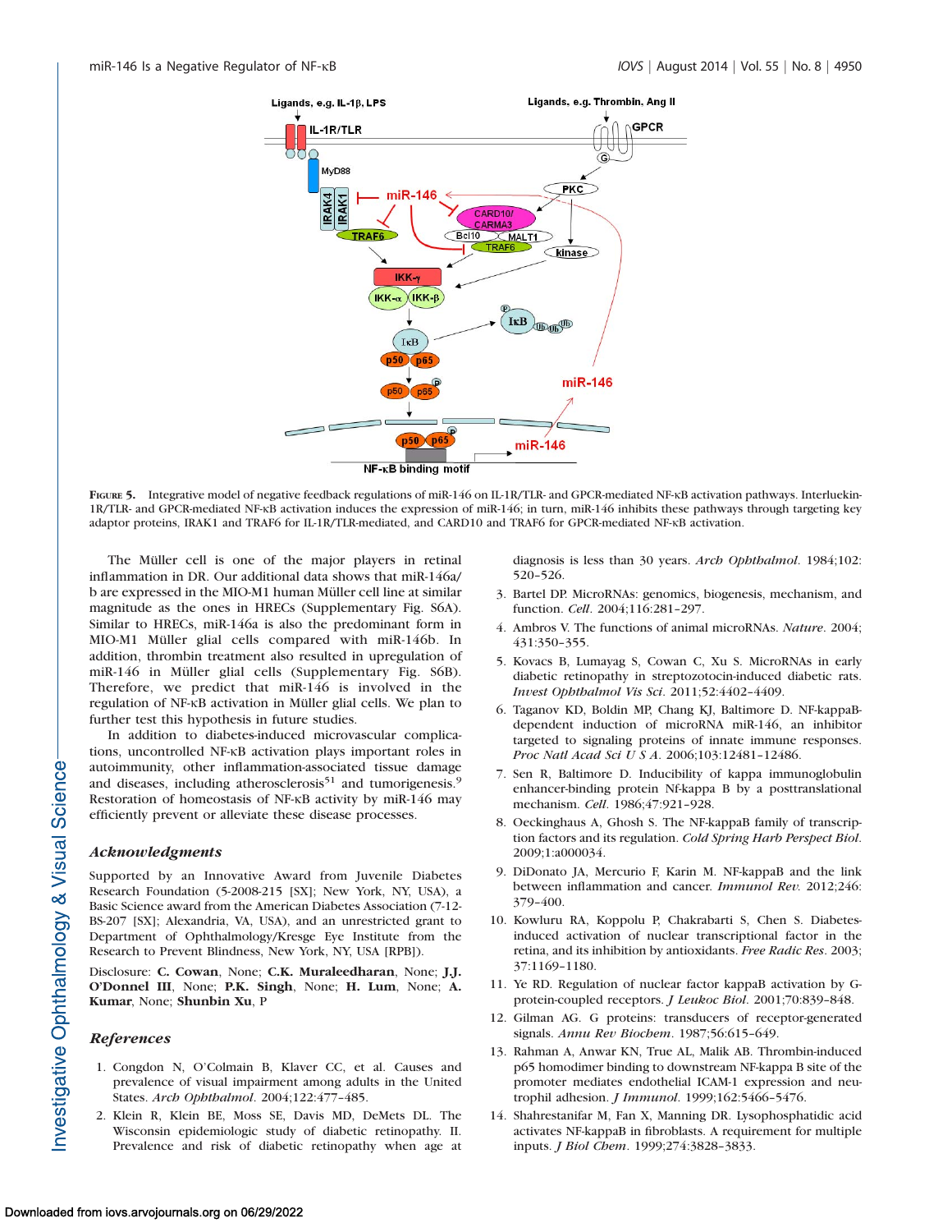FIGURE 5. Integrative model of negative feedback regulations of miR-146 on IL-1R/TLR- and GPCR-mediated NF-κB activation pathways. Interleukin-1R/TLR- and GPCR-mediated NF-κB activation induces the expression of miR-146; in turn, miR-146 inhibits these pathways through targeting key adaptor proteins, IRAK1 and TRAF6 for IL-1R/TLR-mediated, and CARD10 and TRAF6 for GPCR-mediated NF-κB activation.

The Müller cell is one of the major players in retinal inflammation in DR. Our additional data shows that miR-146a/b are expressed in the MIO-M1 human Müller cell line at similar magnitude as the ones in HRECs (Supplementary Fig. S6A). Similar to HRECs, miR-146a is also the predominant form in MIO-M1 Müller glial cells compared with miR-146b. In addition, thrombin treatment also resulted in upregulation of miR-146 in Müller glial cells (Supplementary Fig. S6B). Therefore, we predict that miR-146 is involved in the regulation of NF-κB activation in Müller glial cells. We plan to further test this hypothesis in future studies.

In addition to diabetes-induced microvascular complications, uncontrolled NF-κB activation plays important roles in autoimmunity, other inflammation-associated tissue damage and diseases, including atherosclerosis[51] and tumorigenesis.[9] Restoration of homeostasis of NF-κB activity by miR-146 may efficiently prevent or alleviate these disease processes.

## Acknowledgments

Supported by an Innovative Award from Juvenile Diabetes Research Foundation (5-2008-215 [SX]; New York, NY, USA), a Basic Science award from the American Diabetes Association (7-12-BS-207 [SX]; Alexandria, VA, USA), and an unrestricted grant to Department of Ophthalmology/Kresge Eye Institute from the Research to Prevent Blindness, New York, NY, USA [RPB]).

Disclosure: **C. Cowan**, None; **C.K. Muraleedharan**, None; **J.J. O'Donnel III**, None; **P.K. Singh**, None; **H. Lum**, None; **A. Kumar**, None; **Shunbin Xu**, P

## References

1. Congdon N, O'Colmain B, Klaver CC, et al. Causes and prevalence of visual impairment among adults in the United States. *Arch Ophthalmol*. 2004;122:477–485.
2. Klein R, Klein BE, Moss SE, Davis MD, DeMets DL. The Wisconsin epidemiologic study of diabetic retinopathy. II. Prevalence and risk of diabetic retinopathy when age at diagnosis is less than 30 years. *Arch Ophthalmol*. 1984;102:520–526.
3. Bartel DP. MicroRNAs: genomics, biogenesis, mechanism, and function. *Cell*. 2004;116:281–297.
4. Ambros V. The functions of animal microRNAs. *Nature*. 2004;431:350–355.
5. Kovacs B, Lumayag S, Cowan C, Xu S. MicroRNAs in early diabetic retinopathy in streptozotocin-induced diabetic rats. *Invest Ophthalmol Vis Sci*. 2011;52:4402–4409.
6. Taganov KD, Boldin MP, Chang KJ, Baltimore D. NF-kappaB-dependent induction of microRNA miR-146, an inhibitor targeted to signaling proteins of innate immune responses. *Proc Natl Acad Sci U S A*. 2006;103:12481–12486.
7. Sen R, Baltimore D. Inducibility of kappa immunoglobulin enhancer-binding protein Nf-kappa B by a posttranslational mechanism. *Cell*. 1986;47:921–928.
8. Oeckinghaus A, Ghosh S. The NF-kappaB family of transcription factors and its regulation. *Cold Spring Harb Perspect Biol*. 2009;1:a000034.
9. DiDonato JA, Mercurio F, Karin M. NF-kappaB and the link between inflammation and cancer. *Immunol Rev*. 2012;246:379–400.
10. Kowluru RA, Koppolu P, Chakrabarti S, Chen S. Diabetes-induced activation of nuclear transcriptional factor in the retina, and its inhibition by antioxidants. *Free Radic Res*. 2003;37:1169–1180.
11. Ye RD. Regulation of nuclear factor kappaB activation by G-protein-coupled receptors. *J Leukoc Biol*. 2001;70:839–848.
12. Gilman AG. G proteins: transducers of receptor-generated signals. *Annu Rev Biochem*. 1987;56:615–649.
13. Rahman A, Anwar KN, True AL, Malik AB. Thrombin-induced p65 homodimer binding to downstream NF-kappa B site of the promoter mediates endothelial ICAM-1 expression and neutrophil adhesion. *J Immunol*. 1999;162:5466–5476.
14. Shahrestanifar M, Fan X, Manning DR. Lysophosphatidic acid activates NF-kappaB in fibroblasts. A requirement for multiple inputs. *J Biol Chem*. 1999;274:3828–3833.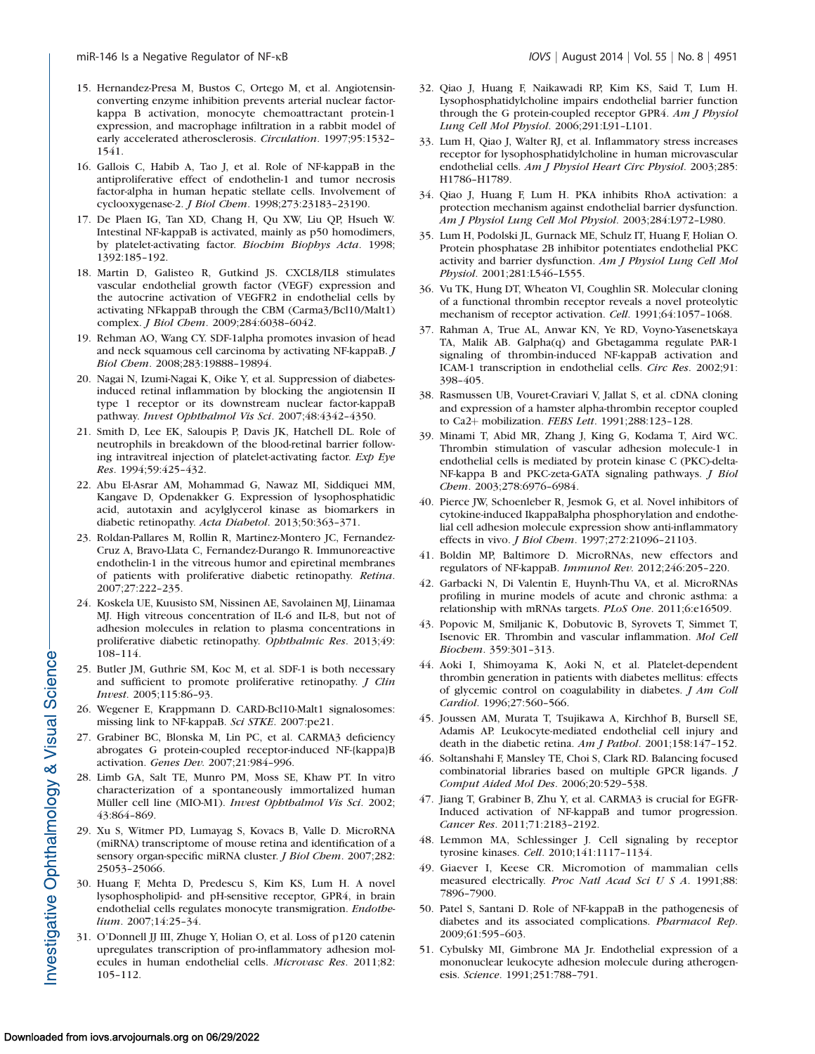15. Hernandez-Presa M, Bustos C, Ortego M, et al. Angiotensin-converting enzyme inhibition prevents arterial nuclear factor-kappa B activation, monocyte chemoattractant protein-1 expression, and macrophage infiltration in a rabbit model of early accelerated atherosclerosis. *Circulation*. 1997;95:1532–1541.
16. Gallois C, Habib A, Tao J, et al. Role of NF-kappaB in the antiproliferative effect of endothelin-1 and tumor necrosis factor-alpha in human hepatic stellate cells. Involvement of cyclooxygenase-2. *J Biol Chem*. 1998;273:23183–23190.
17. De Plaen IG, Tan XD, Chang H, Qu XW, Liu QP, Hsueh W. Intestinal NF-kappaB is activated, mainly as p50 homodimers, by platelet-activating factor. *Biochim Biophys Acta*. 1998; 1392:185–192.
18. Martin D, Galisteo R, Gutkind JS. CXCL8/IL8 stimulates vascular endothelial growth factor (VEGF) expression and the autocrine activation of VEGFR2 in endothelial cells by activating NFkappaB through the CBM (Carma3/Bcl10/Malt1) complex. *J Biol Chem*. 2009;284:6038–6042.
19. Rehman AO, Wang CY. SDF-1alpha promotes invasion of head and neck squamous cell carcinoma by activating NF-kappaB. *J Biol Chem*. 2008;283:19888–19894.
20. Nagai N, Izumi-Nagai K, Oike Y, et al. Suppression of diabetes-induced retinal inflammation by blocking the angiotensin II type 1 receptor or its downstream nuclear factor-kappaB pathway. *Invest Ophthalmol Vis Sci*. 2007;48:4342–4350.
21. Smith D, Lee EK, Saloupis P, Davis JK, Hatchell DL. Role of neutrophils in breakdown of the blood-retinal barrier following intravitreal injection of platelet-activating factor. *Exp Eye Res*. 1994;59:425–432.
22. Abu El-Asrar AM, Mohammad G, Nawaz MI, Siddiquei MM, Kangave D, Opdenakker G. Expression of lysophosphatidic acid, autotaxin and acylglycerol kinase as biomarkers in diabetic retinopathy. *Acta Diabetol*. 2013;50:363–371.
23. Roldan-Pallares M, Rollin R, Martinez-Montero JC, Fernandez-Cruz A, Bravo-Llata C, Fernandez-Durango R. Immunoreactive endothelin-1 in the vitreous humor and epiretinal membranes of patients with proliferative diabetic retinopathy. *Retina*. 2007;27:222–235.
24. Koskela UE, Kuusisto SM, Nissinen AE, Savolainen MJ, Liinamaa MJ. High vitreous concentration of IL-6 and IL-8, but not of adhesion molecules in relation to plasma concentrations in proliferative diabetic retinopathy. *Ophthalmic Res*. 2013;49: 108–114.
25. Butler JM, Guthrie SM, Koc M, et al. SDF-1 is both necessary and sufficient to promote proliferative retinopathy. *J Clin Invest*. 2005;115:86–93.
26. Wegener E, Krappmann D. CARD-Bcl10-Malt1 signalosomes: missing link to NF-kappaB. *Sci STKE*. 2007:pe21.
27. Grabiner BC, Blonska M, Lin PC, et al. CARMA3 deficiency abrogates G protein-coupled receptor-induced NF-{kappa}B activation. *Genes Dev*. 2007;21:984–996.
28. Limb GA, Salt TE, Munro PM, Moss SE, Khaw PT. In vitro characterization of a spontaneously immortalized human Müller cell line (MIO-M1). *Invest Ophthalmol Vis Sci*. 2002; 43:864–869.
29. Xu S, Witmer PD, Lumayag S, Kovacs B, Valle D. MicroRNA (miRNA) transcriptome of mouse retina and identification of a sensory organ-specific miRNA cluster. *J Biol Chem*. 2007;282: 25053–25066.
30. Huang F, Mehta D, Predescu S, Kim KS, Lum H. A novel lysophospholipid- and pH-sensitive receptor, GPR4, in brain endothelial cells regulates monocyte transmigration. *Endothelium*. 2007;14:25–34.
31. O'Donnell JJ III, Zhuge Y, Holian O, et al. Loss of p120 catenin upregulates transcription of pro-inflammatory adhesion molecules in human endothelial cells. *Microvasc Res*. 2011;82: 105–112.
32. Qiao J, Huang F, Naikawadi RP, Kim KS, Said T, Lum H. Lysophosphatidylcholine impairs endothelial barrier function through the G protein-coupled receptor GPR4. *Am J Physiol Lung Cell Mol Physiol*. 2006;291:L91–L101.
33. Lum H, Qiao J, Walter RJ, et al. Inflammatory stress increases receptor for lysophosphatidylcholine in human microvascular endothelial cells. *Am J Physiol Heart Circ Physiol*. 2003;285: H1786–H1789.
34. Qiao J, Huang F, Lum H. PKA inhibits RhoA activation: a protection mechanism against endothelial barrier dysfunction. *Am J Physiol Lung Cell Mol Physiol*. 2003;284:L972–L980.
35. Lum H, Podolski JL, Gurnack ME, Schulz IT, Huang F, Holian O. Protein phosphatase 2B inhibitor potentiates endothelial PKC activity and barrier dysfunction. *Am J Physiol Lung Cell Mol Physiol*. 2001;281:L546–L555.
36. Vu TK, Hung DT, Wheaton VI, Coughlin SR. Molecular cloning of a functional thrombin receptor reveals a novel proteolytic mechanism of receptor activation. *Cell*. 1991;64:1057–1068.
37. Rahman A, True AL, Anwar KN, Ye RD, Voyno-Yasenetskaya TA, Malik AB. Galpha(q) and Gbetagamma regulate PAR-1 signaling of thrombin-induced NF-kappaB activation and ICAM-1 transcription in endothelial cells. *Circ Res*. 2002;91: 398–405.
38. Rasmussen UB, Vouret-Craviari V, Jallat S, et al. cDNA cloning and expression of a hamster alpha-thrombin receptor coupled to Ca2+ mobilization. *FEBS Lett*. 1991;288:123–128.
39. Minami T, Abid MR, Zhang J, King G, Kodama T, Aird WC. Thrombin stimulation of vascular adhesion molecule-1 in endothelial cells is mediated by protein kinase C (PKC)-delta-NF-kappa B and PKC-zeta-GATA signaling pathways. *J Biol Chem*. 2003;278:6976–6984.
40. Pierce JW, Schoenleber R, Jesmok G, et al. Novel inhibitors of cytokine-induced IkappaBalpha phosphorylation and endothelial cell adhesion molecule expression show anti-inflammatory effects in vivo. *J Biol Chem*. 1997;272:21096–21103.
41. Boldin MP, Baltimore D. MicroRNAs, new effectors and regulators of NF-kappaB. *Immunol Rev*. 2012;246:205–220.
42. Garbacki N, Di Valentin E, Huynh-Thu VA, et al. MicroRNAs profiling in murine models of acute and chronic asthma: a relationship with mRNAs targets. *PLoS One*. 2011;6:e16509.
43. Popovic M, Smiljanic K, Dobutovic B, Syrovets T, Simmet T, Isenovic ER. Thrombin and vascular inflammation. *Mol Cell Biochem*. 359:301–313.
44. Aoki I, Shimoyama K, Aoki N, et al. Platelet-dependent thrombin generation in patients with diabetes mellitus: effects of glycemic control on coagulability in diabetes. *J Am Coll Cardiol*. 1996;27:560–566.
45. Joussen AM, Murata T, Tsujikawa A, Kirchhof B, Bursell SE, Adamis AP. Leukocyte-mediated endothelial cell injury and death in the diabetic retina. *Am J Pathol*. 2001;158:147–152.
46. Soltanshahi F, Mansley TE, Choi S, Clark RD. Balancing focused combinatorial libraries based on multiple GPCR ligands. *J Comput Aided Mol Des*. 2006;20:529–538.
47. Jiang T, Grabiner B, Zhu Y, et al. CARMA3 is crucial for EGFR-Induced activation of NF-kappaB and tumor progression. *Cancer Res*. 2011;71:2183–2192.
48. Lemmon MA, Schlessinger J. Cell signaling by receptor tyrosine kinases. *Cell*. 2010;141:1117–1134.
49. Giaever I, Keese CR. Micromotion of mammalian cells measured electrically. *Proc Natl Acad Sci U S A*. 1991;88: 7896–7900.
50. Patel S, Santani D. Role of NF-kappaB in the pathogenesis of diabetes and its associated complications. *Pharmacol Rep*. 2009;61:595–603.
51. Cybulsky MI, Gimbrone MA Jr. Endothelial expression of a mononuclear leukocyte adhesion molecule during atherogenesis. *Science*. 1991;251:788–791.